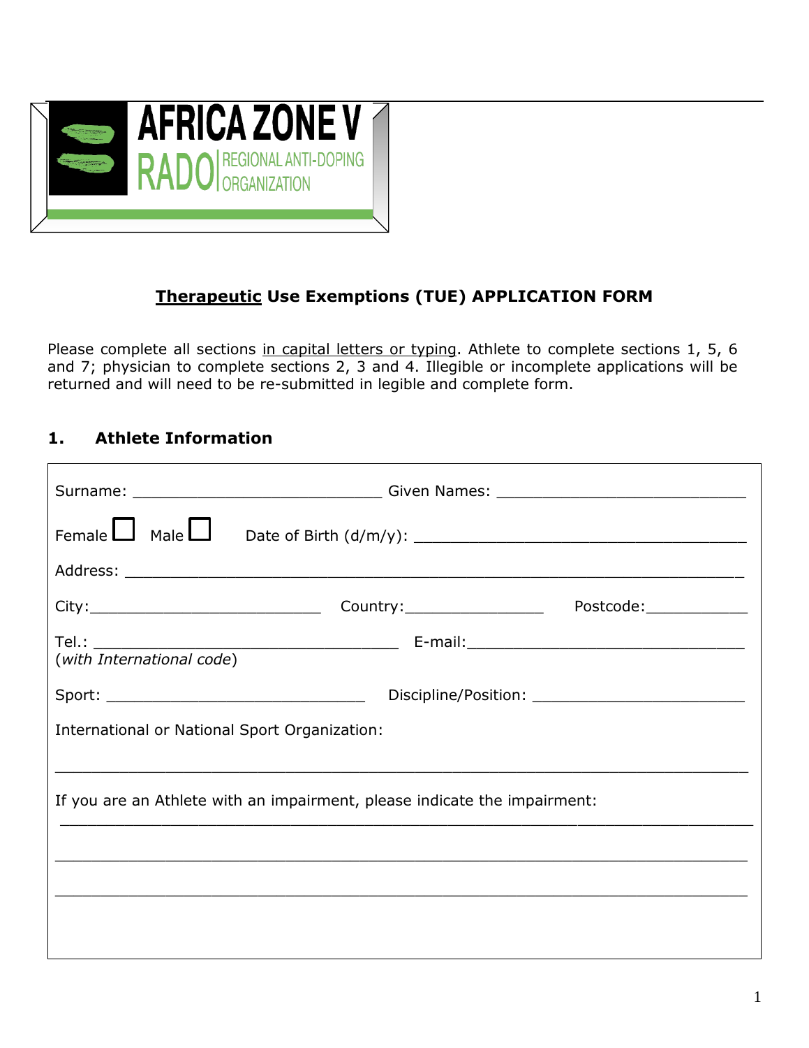AFRICA ZONE V

RADO | REGIONAL ANTI-DOPING ORGANIZATION

# Therapeutic Use Exemptions (TUE) APPLICATION FORM

Please complete all sections in capital letters or typing. Athlete to complete sections 1, 5, 6 and 7; physician to complete sections 2, 3 and 4. Illegible or incomplete applications will be returned and will need to be re-submitted in legible and complete form.

## 1. Athlete Information

Surname: ___________________________ Given Names: ___________________________

Female ☐ Male ☐ Date of Birth (d/m/y): ___________________________________

Address: ___________________________________________________________________

City:_________________________ Country:________________ Postcode:____________

Tel.: _________________________________ E-mail:______________________________
(*with International code*)

Sport: ____________________________ Discipline/Position: ________________________

International or National Sport Organization:

___________________________________________________________________________

If you are an Athlete with an impairment, please indicate the impairment:

___________________________________________________________________________

___________________________________________________________________________

___________________________________________________________________________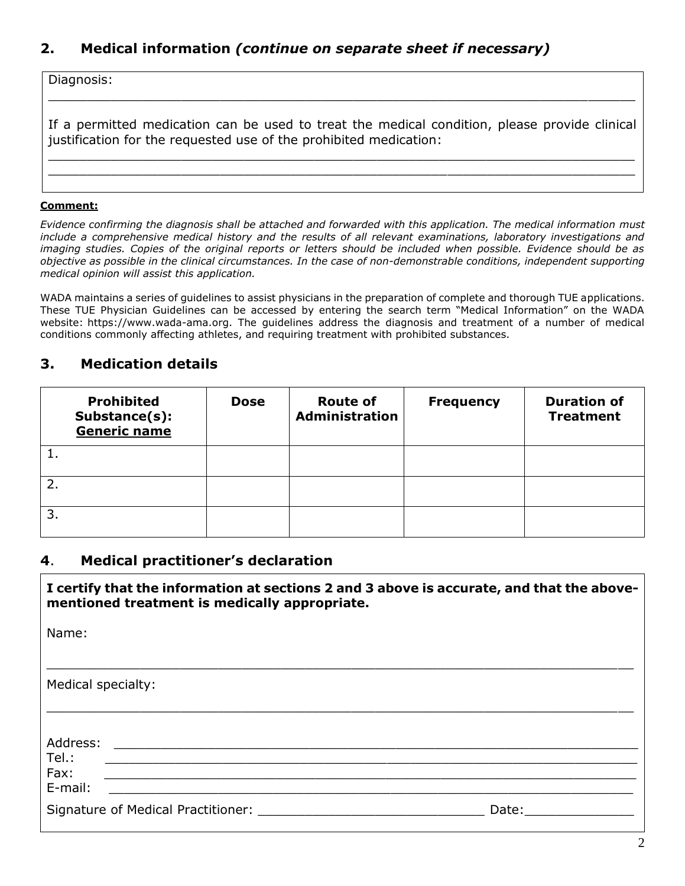## 2. Medical information *(continue on separate sheet if necessary)*

Diagnosis:

______________________________________________________________________

If a permitted medication can be used to treat the medical condition, please provide clinical justification for the requested use of the prohibited medication:

______________________________________________________________________
______________________________________________________________________

**Comment:**

*Evidence confirming the diagnosis shall be attached and forwarded with this application. The medical information must include a comprehensive medical history and the results of all relevant examinations, laboratory investigations and imaging studies. Copies of the original reports or letters should be included when possible. Evidence should be as objective as possible in the clinical circumstances. In the case of non-demonstrable conditions, independent supporting medical opinion will assist this application.*

WADA maintains a series of guidelines to assist physicians in the preparation of complete and thorough TUE applications. These TUE Physician Guidelines can be accessed by entering the search term "Medical Information" on the WADA website: https://www.wada-ama.org. The guidelines address the diagnosis and treatment of a number of medical conditions commonly affecting athletes, and requiring treatment with prohibited substances.

## 3. Medication details

| **Prohibited Substance(s): Generic name** | **Dose** | **Route of Administration** | **Frequency** | **Duration of Treatment** |
|---|---|---|---|---|
| 1. | | | | |
| 2. | | | | |
| 3. | | | | |

## 4. Medical practitioner's declaration

**I certify that the information at sections 2 and 3 above is accurate, and that the above-mentioned treatment is medically appropriate.**

Name:

______________________________________________________________________

Medical specialty:

______________________________________________________________________

Address: ______________________________________________________________
Tel.: ________________________________________________________________
Fax: _________________________________________________________________
E-mail: ______________________________________________________________

Signature of Medical Practitioner: ____________________________ Date:______________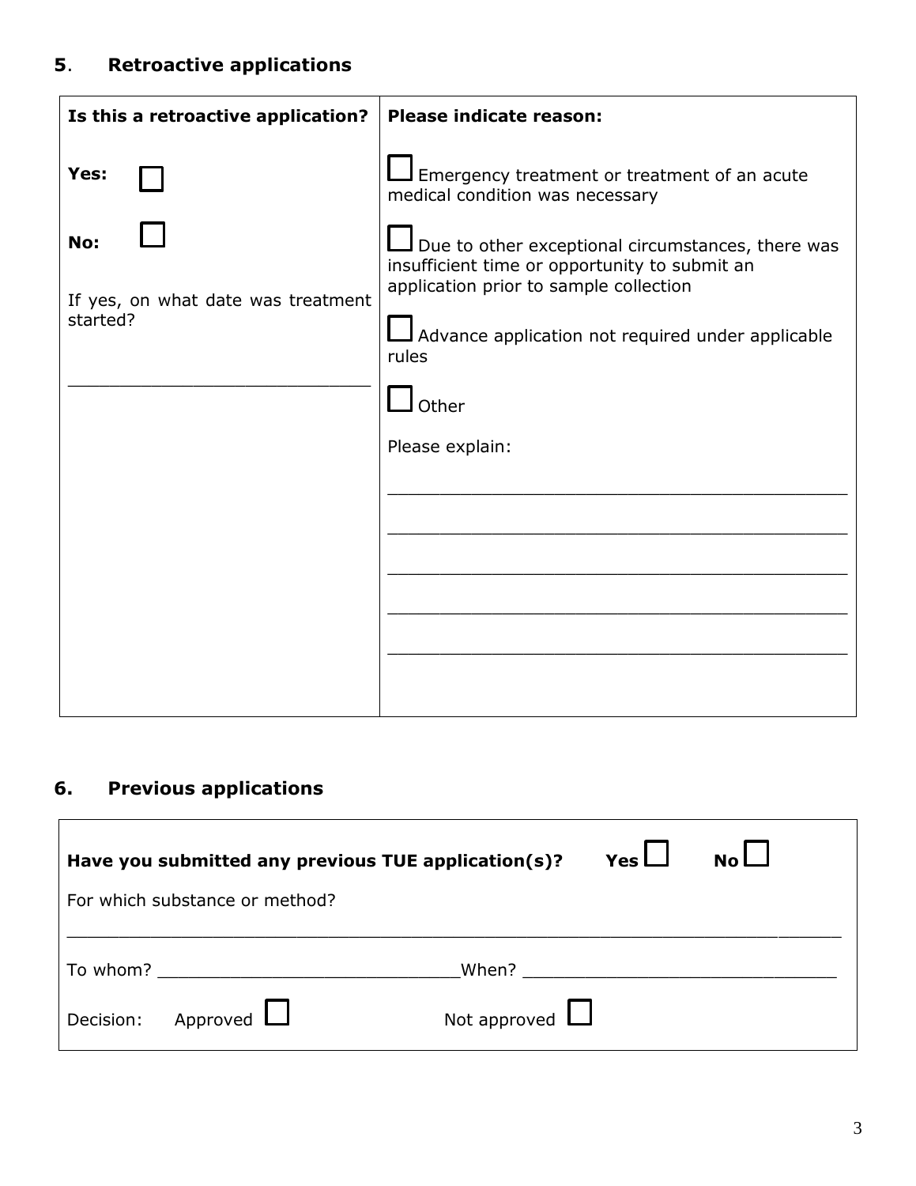## 5. Retroactive applications

| Is this a retroactive application? | Please indicate reason: |
| --- | --- |
| **Yes:** ☐<br><br>**No:** ☐<br><br>If yes, on what date was treatment started?<br><br>\_\_\_\_\_\_\_\_\_\_\_\_\_\_\_\_\_\_\_\_\_\_\_\_\_\_\_\_ | ☐ Emergency treatment or treatment of an acute medical condition was necessary<br><br>☐ Due to other exceptional circumstances, there was insufficient time or opportunity to submit an application prior to sample collection<br><br>☐ Advance application not required under applicable rules<br><br>☐ Other<br><br>Please explain:<br><br>\_\_\_\_\_\_\_\_\_\_\_\_\_\_\_\_\_\_\_\_\_\_\_\_\_\_\_\_\_\_\_\_\_\_\_\_\_\_\_\_\_\_<br>\_\_\_\_\_\_\_\_\_\_\_\_\_\_\_\_\_\_\_\_\_\_\_\_\_\_\_\_\_\_\_\_\_\_\_\_\_\_\_\_\_\_<br>\_\_\_\_\_\_\_\_\_\_\_\_\_\_\_\_\_\_\_\_\_\_\_\_\_\_\_\_\_\_\_\_\_\_\_\_\_\_\_\_\_\_<br>\_\_\_\_\_\_\_\_\_\_\_\_\_\_\_\_\_\_\_\_\_\_\_\_\_\_\_\_\_\_\_\_\_\_\_\_\_\_\_\_\_\_<br>\_\_\_\_\_\_\_\_\_\_\_\_\_\_\_\_\_\_\_\_\_\_\_\_\_\_\_\_\_\_\_\_\_\_\_\_\_\_\_\_\_\_ |

## 6. Previous applications

**Have you submitted any previous TUE application(s)?** **Yes** ☐ **No** ☐

For which substance or method?

\_\_\_\_\_\_\_\_\_\_\_\_\_\_\_\_\_\_\_\_\_\_\_\_\_\_\_\_\_\_\_\_\_\_\_\_\_\_\_\_\_\_\_\_\_\_\_\_\_\_\_\_\_\_\_\_\_\_\_\_\_\_\_\_\_\_\_\_\_\_

To whom? \_\_\_\_\_\_\_\_\_\_\_\_\_\_\_\_\_\_\_\_\_\_\_\_\_\_\_\_\_ When? \_\_\_\_\_\_\_\_\_\_\_\_\_\_\_\_\_\_\_\_\_\_\_\_\_\_\_\_\_\_

Decision: Approved ☐ Not approved ☐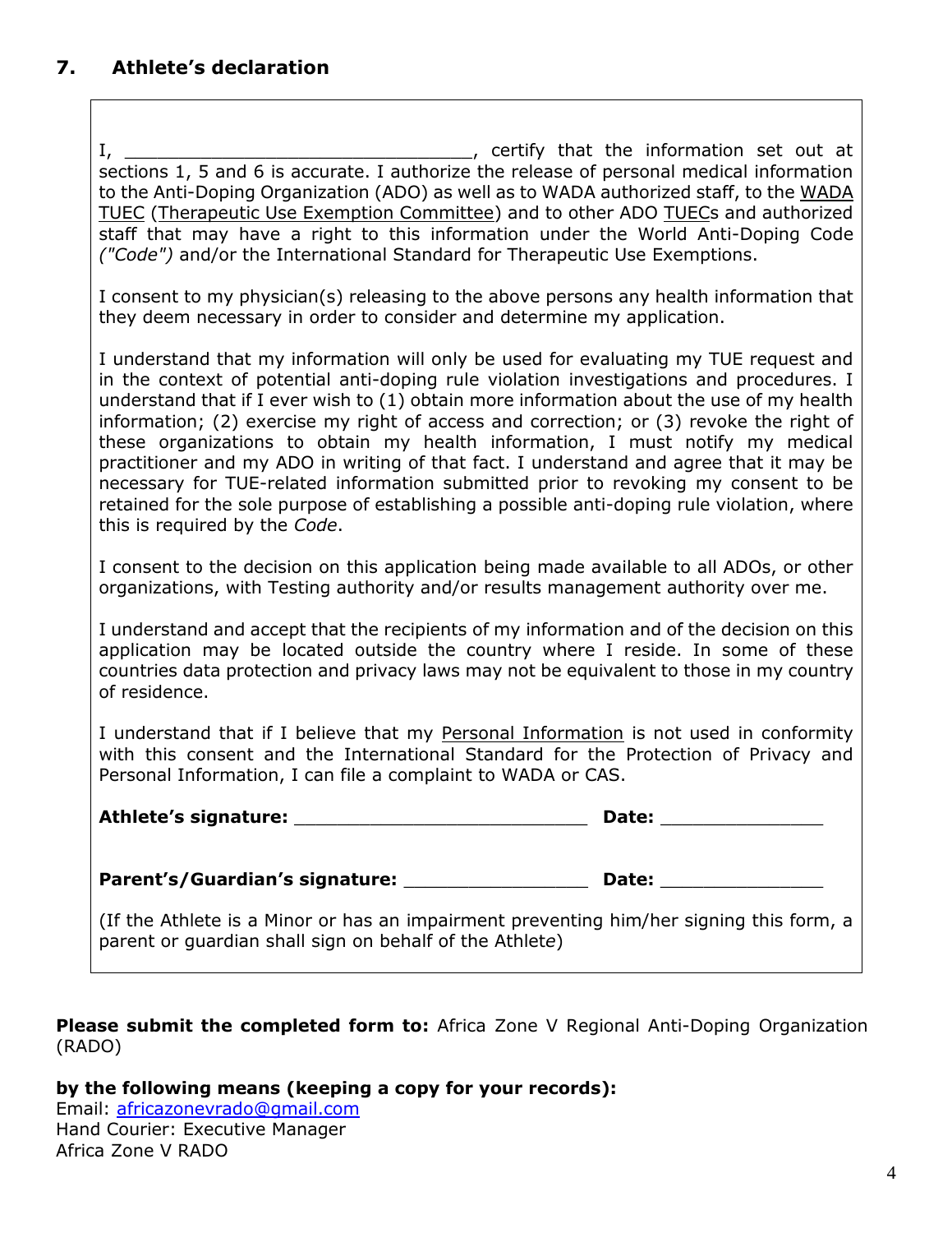## 7. Athlete's declaration

I, ________________________________, certify that the information set out at sections 1, 5 and 6 is accurate. I authorize the release of personal medical information to the Anti-Doping Organization (ADO) as well as to WADA authorized staff, to the WADA TUEC (Therapeutic Use Exemption Committee) and to other ADO TUECs and authorized staff that may have a right to this information under the World Anti-Doping Code *("Code")* and/or the International Standard for Therapeutic Use Exemptions.

I consent to my physician(s) releasing to the above persons any health information that they deem necessary in order to consider and determine my application.

I understand that my information will only be used for evaluating my TUE request and in the context of potential anti-doping rule violation investigations and procedures. I understand that if I ever wish to (1) obtain more information about the use of my health information; (2) exercise my right of access and correction; or (3) revoke the right of these organizations to obtain my health information, I must notify my medical practitioner and my ADO in writing of that fact. I understand and agree that it may be necessary for TUE-related information submitted prior to revoking my consent to be retained for the sole purpose of establishing a possible anti-doping rule violation, where this is required by the *Code*.

I consent to the decision on this application being made available to all ADOs, or other organizations, with Testing authority and/or results management authority over me.

I understand and accept that the recipients of my information and of the decision on this application may be located outside the country where I reside. In some of these countries data protection and privacy laws may not be equivalent to those in my country of residence.

I understand that if I believe that my Personal Information is not used in conformity with this consent and the International Standard for the Protection of Privacy and Personal Information, I can file a complaint to WADA or CAS.

**Athlete's signature:** ___________________________ **Date:** _______________

**Parent's/Guardian's signature:** _________________ **Date:** _______________

(If the Athlete is a Minor or has an impairment preventing him/her signing this form, a parent or guardian shall sign on behalf of the Athlete)

**Please submit the completed form to:** Africa Zone V Regional Anti-Doping Organization (RADO)

**by the following means (keeping a copy for your records):**
Email: africazonevrado@gmail.com
Hand Courier: Executive Manager
Africa Zone V RADO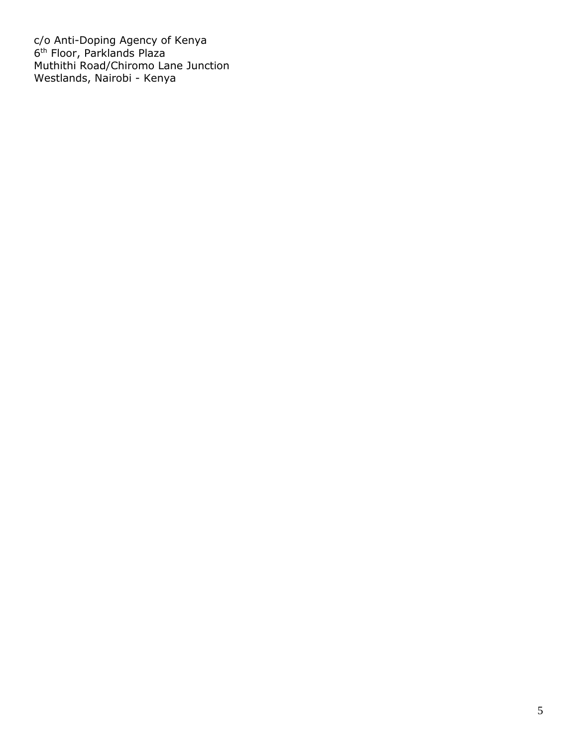c/o Anti-Doping Agency of Kenya  
6th Floor, Parklands Plaza  
Muthithi Road/Chiromo Lane Junction  
Westlands, Nairobi - Kenya